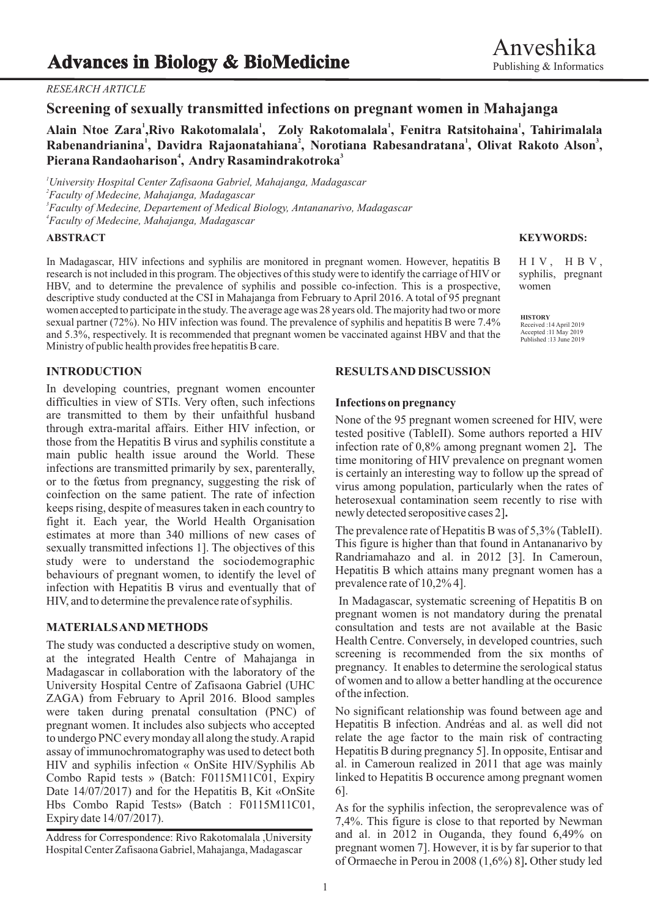*RESEARCH ARTICLE*

# Screening of sexually transmitted infections on pregnant women in Mahajanga

**Alain Ntoe Zara[1], Rivo Rakotomalala[1], Zoly Rakotomalala[1], Fenitra Ratsitohaina[1], Tahirimalala Rabenandrianina[1], Davidra Rajaonatahiana[2], Norotiana Rabesandratana[1], Olivat Rakoto Alson[3], Pierana Randaoharison[4], Andry Rasamindrakotroka[3]**

[1]*University Hospital Center Zafisaona Gabriel, Mahajanga, Madagascar*
[2]*Faculty of Medecine, Mahajanga, Madagascar*
[3]*Faculty of Medecine, Departement of Medical Biology, Antananarivo, Madagascar*
[4]*Faculty of Medecine, Mahajanga, Madagascar*

## ABSTRACT

In Madagascar, HIV infections and syphilis are monitored in pregnant women. However, hepatitis B research is not included in this program. The objectives of this study were to identify the carriage of HIV or HBV, and to determine the prevalence of syphilis and possible co-infection. This is a prospective, descriptive study conducted at the CSI in Mahajanga from February to April 2016. A total of 95 pregnant women accepted to participate in the study. The average age was 28 years old. The majority had two or more sexual partner (72%). No HIV infection was found. The prevalence of syphilis and hepatitis B were 7.4% and 5.3%, respectively. It is recommended that pregnant women be vaccinated against HBV and that the Ministry of public health provides free hepatitis B care.

**KEYWORDS:** HIV, HBV, syphilis, pregnant women

**HISTORY**
Received :14 April 2019
Accepted :11 May 2019
Published :13 June 2019

## INTRODUCTION

In developing countries, pregnant women encounter difficulties in view of STIs. Very often, such infections are transmitted to them by their unfaithful husband through extra-marital affairs. Either HIV infection, or those from the Hepatitis B virus and syphilis constitute a main public health issue around the World. These infections are transmitted primarily by sex, parenterally, or to the fœtus from pregnancy, suggesting the risk of coinfection on the same patient. The rate of infection keeps rising, despite of measures taken in each country to fight it. Each year, the World Health Organisation estimates at more than 340 millions of new cases of sexually transmitted infections 1]. The objectives of this study were to understand the sociodemographic behaviours of pregnant women, to identify the level of infection with Hepatitis B virus and eventually that of HIV, and to determine the prevalence rate of syphilis.

## MATERIALS AND METHODS

The study was conducted a descriptive study on women, at the integrated Health Centre of Mahajanga in Madagascar in collaboration with the laboratory of the University Hospital Centre of Zafisaona Gabriel (UHC ZAGA) from February to April 2016. Blood samples were taken during prenatal consultation (PNC) of pregnant women. It includes also subjects who accepted to undergo PNC every monday all along the study. A rapid assay of immunochromatography was used to detect both HIV and syphilis infection « OnSite HIV/Syphilis Ab Combo Rapid tests » (Batch: F0115M11C01, Expiry Date 14/07/2017) and for the Hepatitis B, Kit «OnSite Hbs Combo Rapid Tests» (Batch : F0115M11C01, Expiry date 14/07/2017).

Address for Correspondence: Rivo Rakotomalala ,University Hospital Center Zafisaona Gabriel, Mahajanga, Madagascar

## RESULTS AND DISCUSSION

### Infections on pregnancy

None of the 95 pregnant women screened for HIV, were tested positive (TableII). Some authors reported a HIV infection rate of 0,8% among pregnant women 2]**.** The time monitoring of HIV prevalence on pregnant women is certainly an interesting way to follow up the spread of virus among population, particularly when the rates of heterosexual contamination seem recently to rise with newly detected seropositive cases 2]**.**

The prevalence rate of Hepatitis B was of 5,3% (TableII). This figure is higher than that found in Antananarivo by Randriamahazo and al. in 2012 [3]. In Cameroun, Hepatitis B which attains many pregnant women has a prevalence rate of 10,2% 4].

In Madagascar, systematic screening of Hepatitis B on pregnant women is not mandatory during the prenatal consultation and tests are not available at the Basic Health Centre. Conversely, in developed countries, such screening is recommended from the six months of pregnancy. It enables to determine the serological status of women and to allow a better handling at the occurence of the infection.

No significant relationship was found between age and Hepatitis B infection. Andréas and al. as well did not relate the age factor to the main risk of contracting Hepatitis B during pregnancy 5]. In opposite, Entisar and al. in Cameroun realized in 2011 that age was mainly linked to Hepatitis B occurence among pregnant women 6].

As for the syphilis infection, the seroprevalence was of 7,4%. This figure is close to that reported by Newman and al. in 2012 in Ouganda, they found 6,49% on pregnant women 7]. However, it is by far superior to that of Ormaeche in Perou in 2008 (1,6%) 8]**.** Other study led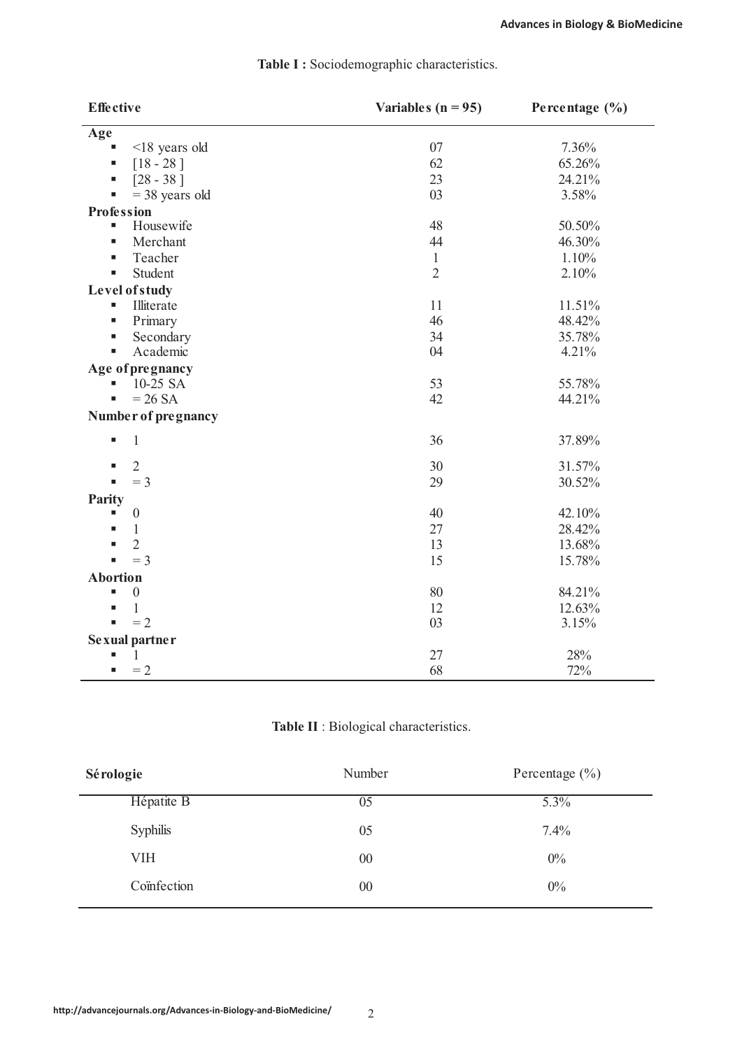**Table I :** Sociodemographic characteristics.

| Effective | Variables (n = 95) | Percentage (%) |
|---|---|---|
| **Age** | | |
| ▪ <18 years old | 07 | 7.36% |
| ▪ [18 - 28 ] | 62 | 65.26% |
| ▪ [28 - 38 ] | 23 | 24.21% |
| ▪ = 38 years old | 03 | 3.58% |
| **Profession** | | |
| ▪ Housewife | 48 | 50.50% |
| ▪ Merchant | 44 | 46.30% |
| ▪ Teacher | 1 | 1.10% |
| ▪ Student | 2 | 2.10% |
| **Level of study** | | |
| ▪ Illiterate | 11 | 11.51% |
| ▪ Primary | 46 | 48.42% |
| ▪ Secondary | 34 | 35.78% |
| ▪ Academic | 04 | 4.21% |
| **Age of pregnancy** | | |
| ▪ 10-25 SA | 53 | 55.78% |
| ▪ = 26 SA | 42 | 44.21% |
| **Number of pregnancy** | | |
| ▪ 1 | 36 | 37.89% |
| ▪ 2 | 30 | 31.57% |
| ▪ = 3 | 29 | 30.52% |
| **Parity** | | |
| ▪ 0 | 40 | 42.10% |
| ▪ 1 | 27 | 28.42% |
| ▪ 2 | 13 | 13.68% |
| ▪ = 3 | 15 | 15.78% |
| **Abortion** | | |
| ▪ 0 | 80 | 84.21% |
| ▪ 1 | 12 | 12.63% |
| ▪ = 2 | 03 | 3.15% |
| **Sexual partner** | | |
| ▪ 1 | 27 | 28% |
| ▪ = 2 | 68 | 72% |

**Table II** : Biological characteristics.

| Sérologie | Number | Percentage (%) |
|---|---|---|
| Hépatite B | 05 | 5.3% |
| Syphilis | 05 | 7.4% |
| VIH | 00 | 0% |
| Coïnfection | 00 | 0% |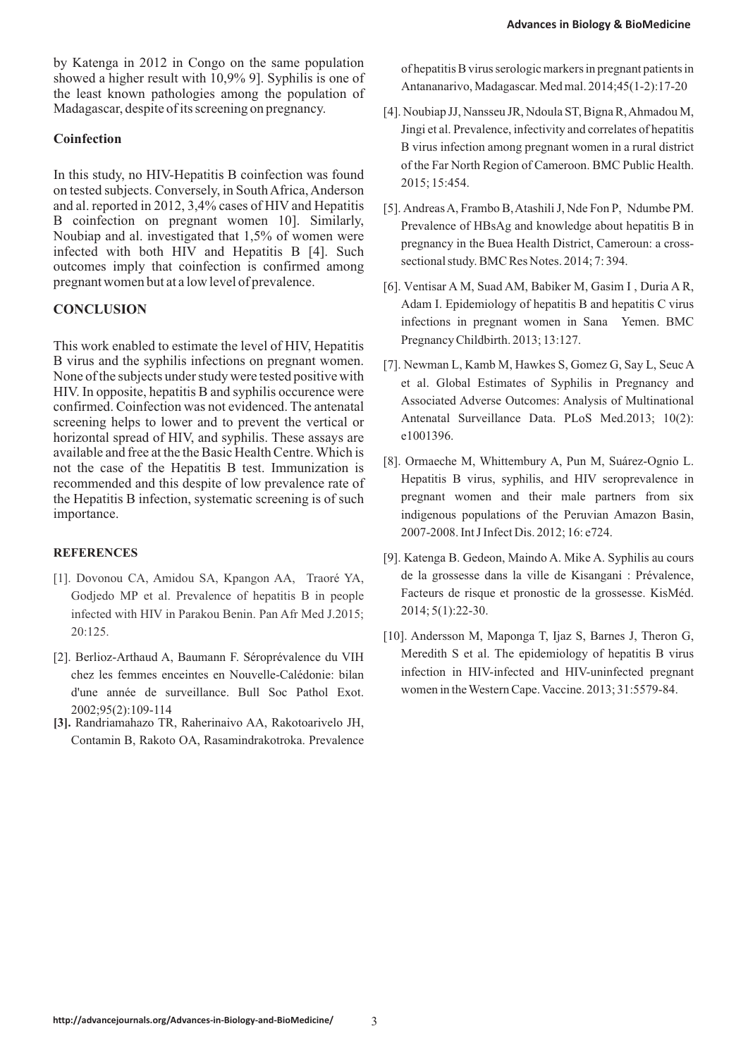by Katenga in 2012 in Congo on the same population showed a higher result with 10,9% 9]. Syphilis is one of the least known pathologies among the population of Madagascar, despite of its screening on pregnancy.

### Coinfection

In this study, no HIV-Hepatitis B coinfection was found on tested subjects. Conversely, in South Africa, Anderson and al. reported in 2012, 3,4% cases of HIV and Hepatitis B coinfection on pregnant women 10]. Similarly, Noubiap and al. investigated that 1,5% of women were infected with both HIV and Hepatitis B [4]. Such outcomes imply that coinfection is confirmed among pregnant women but at a low level of prevalence.

## CONCLUSION

This work enabled to estimate the level of HIV, Hepatitis B virus and the syphilis infections on pregnant women. None of the subjects under study were tested positive with HIV. In opposite, hepatitis B and syphilis occurence were confirmed. Coinfection was not evidenced. The antenatal screening helps to lower and to prevent the vertical or horizontal spread of HIV, and syphilis. These assays are available and free at the the Basic Health Centre. Which is not the case of the Hepatitis B test. Immunization is recommended and this despite of low prevalence rate of the Hepatitis B infection, systematic screening is of such importance.

## REFERENCES

[1]. Dovonou CA, Amidou SA, Kpangon AA, Traoré YA, Godjedo MP et al. Prevalence of hepatitis B in people infected with HIV in Parakou Benin. Pan Afr Med J.2015; 20:125.

[2]. Berlioz-Arthaud A, Baumann F. Séroprévalence du VIH chez les femmes enceintes en Nouvelle-Calédonie: bilan d'une année de surveillance. Bull Soc Pathol Exot. 2002;95(2):109-114

**[3].** Randriamahazo TR, Raherinaivo AA, Rakotoarivelo JH, Contamin B, Rakoto OA, Rasamindrakotroka. Prevalence of hepatitis B virus serologic markers in pregnant patients in Antananarivo, Madagascar. Med mal. 2014;45(1-2):17-20

[4]. Noubiap JJ, Nansseu JR, Ndoula ST, Bigna R, Ahmadou M, Jingi et al. Prevalence, infectivity and correlates of hepatitis B virus infection among pregnant women in a rural district of the Far North Region of Cameroon. BMC Public Health. 2015; 15:454.

[5]. Andreas A, Frambo B, Atashili J, Nde Fon P, Ndumbe PM. Prevalence of HBsAg and knowledge about hepatitis B in pregnancy in the Buea Health District, Cameroun: a cross-sectional study. BMC Res Notes. 2014; 7: 394.

[6]. Ventisar A M, Suad AM, Babiker M, Gasim I , Duria A R, Adam I. Epidemiology of hepatitis B and hepatitis C virus infections in pregnant women in Sana Yemen. BMC Pregnancy Childbirth. 2013; 13:127.

[7]. Newman L, Kamb M, Hawkes S, Gomez G, Say L, Seuc A et al. Global Estimates of Syphilis in Pregnancy and Associated Adverse Outcomes: Analysis of Multinational Antenatal Surveillance Data. PLoS Med.2013; 10(2): e1001396.

[8]. Ormaeche M, Whittembury A, Pun M, Suárez-Ognio L. Hepatitis B virus, syphilis, and HIV seroprevalence in pregnant women and their male partners from six indigenous populations of the Peruvian Amazon Basin, 2007-2008. Int J Infect Dis. 2012; 16: e724.

[9]. Katenga B. Gedeon, Maindo A. Mike A. Syphilis au cours de la grossesse dans la ville de Kisangani : Prévalence, Facteurs de risque et pronostic de la grossesse. KisMéd. 2014; 5(1):22-30.

[10]. Andersson M, Maponga T, Ijaz S, Barnes J, Theron G, Meredith S et al. The epidemiology of hepatitis B virus infection in HIV-infected and HIV-uninfected pregnant women in the Western Cape. Vaccine. 2013; 31:5579-84.